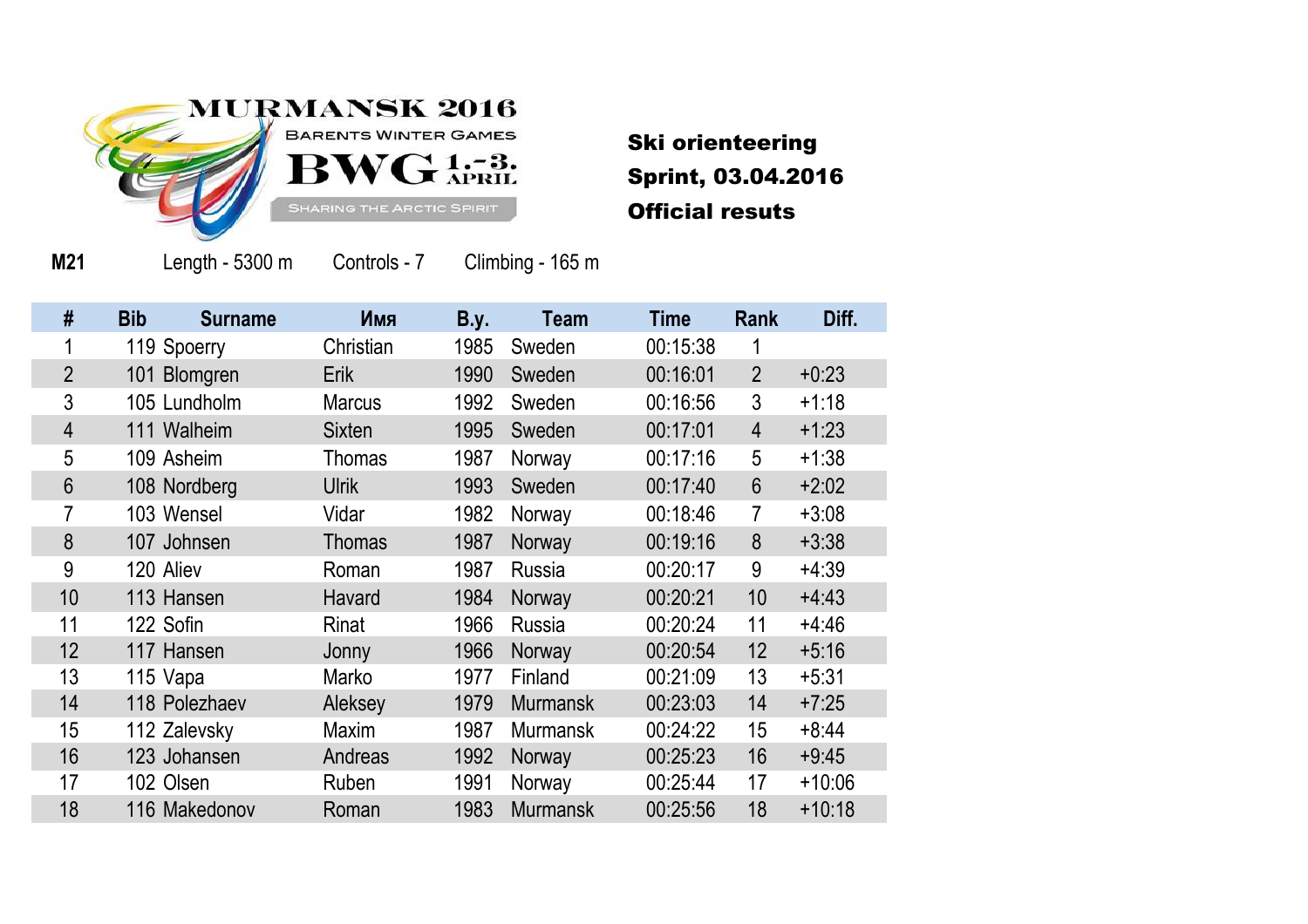MURMANSK 2016

BARENTS WINTER GAMES

BWG 1.-3. APRIL

SHARING THE ARCTIC SPIRIT

## Ski orienteering

## Sprint, 03.04.2016

## Official resuts

**M21** Length - 5300 m Controls - 7 Climbing - 165 m

| # | Bib | Surname | Имя | B.y. | Team | Time | Rank | Diff. |
|---|---|---|---|---|---|---|---|---|
| 1 | 119 | Spoerry | Christian | 1985 | Sweden | 00:15:38 | 1 | |
| 2 | 101 | Blomgren | Erik | 1990 | Sweden | 00:16:01 | 2 | +0:23 |
| 3 | 105 | Lundholm | Marcus | 1992 | Sweden | 00:16:56 | 3 | +1:18 |
| 4 | 111 | Walheim | Sixten | 1995 | Sweden | 00:17:01 | 4 | +1:23 |
| 5 | 109 | Asheim | Thomas | 1987 | Norway | 00:17:16 | 5 | +1:38 |
| 6 | 108 | Nordberg | Ulrik | 1993 | Sweden | 00:17:40 | 6 | +2:02 |
| 7 | 103 | Wensel | Vidar | 1982 | Norway | 00:18:46 | 7 | +3:08 |
| 8 | 107 | Johnsen | Thomas | 1987 | Norway | 00:19:16 | 8 | +3:38 |
| 9 | 120 | Aliev | Roman | 1987 | Russia | 00:20:17 | 9 | +4:39 |
| 10 | 113 | Hansen | Havard | 1984 | Norway | 00:20:21 | 10 | +4:43 |
| 11 | 122 | Sofin | Rinat | 1966 | Russia | 00:20:24 | 11 | +4:46 |
| 12 | 117 | Hansen | Jonny | 1966 | Norway | 00:20:54 | 12 | +5:16 |
| 13 | 115 | Vapa | Marko | 1977 | Finland | 00:21:09 | 13 | +5:31 |
| 14 | 118 | Polezhaev | Aleksey | 1979 | Murmansk | 00:23:03 | 14 | +7:25 |
| 15 | 112 | Zalevsky | Maxim | 1987 | Murmansk | 00:24:22 | 15 | +8:44 |
| 16 | 123 | Johansen | Andreas | 1992 | Norway | 00:25:23 | 16 | +9:45 |
| 17 | 102 | Olsen | Ruben | 1991 | Norway | 00:25:44 | 17 | +10:06 |
| 18 | 116 | Makedonov | Roman | 1983 | Murmansk | 00:25:56 | 18 | +10:18 |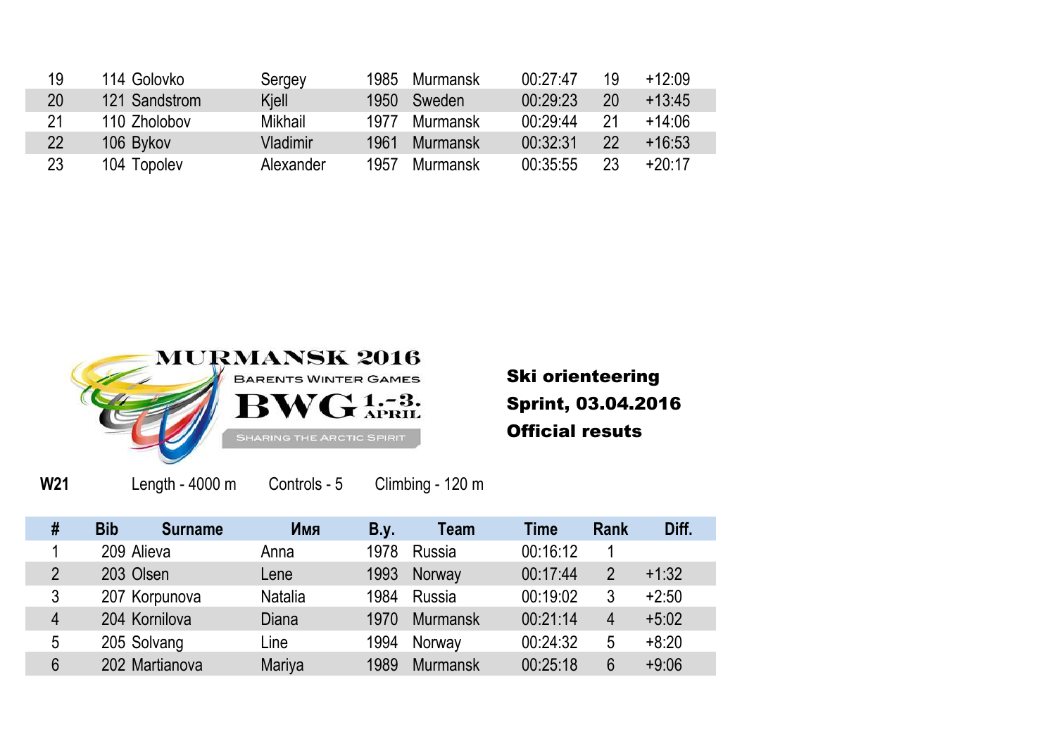| # | Bib | Surname | Имя | B.y. | Team | Time | Rank | Diff. |
|---|---|---|---|---|---|---|---|---|
| 19 | 114 | Golovko | Sergey | 1985 | Murmansk | 00:27:47 | 19 | +12:09 |
| 20 | 121 | Sandstrom | Kjell | 1950 | Sweden | 00:29:23 | 20 | +13:45 |
| 21 | 110 | Zholobov | Mikhail | 1977 | Murmansk | 00:29:44 | 21 | +14:06 |
| 22 | 106 | Bykov | Vladimir | 1961 | Murmansk | 00:32:31 | 22 | +16:53 |
| 23 | 104 | Topolev | Alexander | 1957 | Murmansk | 00:35:55 | 23 | +20:17 |

MURMANSK 2016

BARENTS WINTER GAMES

BWG 1.-3. APRIL

SHARING THE ARCTIC SPIRIT

**Ski orienteering**

**Sprint, 03.04.2016**

**Official resuts**

**W21** Length - 4000 m Controls - 5 Climbing - 120 m

| # | Bib | Surname | Имя | B.y. | Team | Time | Rank | Diff. |
|---|---|---|---|---|---|---|---|---|
| 1 | 209 | Alieva | Anna | 1978 | Russia | 00:16:12 | 1 | |
| 2 | 203 | Olsen | Lene | 1993 | Norway | 00:17:44 | 2 | +1:32 |
| 3 | 207 | Korpunova | Natalia | 1984 | Russia | 00:19:02 | 3 | +2:50 |
| 4 | 204 | Kornilova | Diana | 1970 | Murmansk | 00:21:14 | 4 | +5:02 |
| 5 | 205 | Solvang | Line | 1994 | Norway | 00:24:32 | 5 | +8:20 |
| 6 | 202 | Martianova | Mariya | 1989 | Murmansk | 00:25:18 | 6 | +9:06 |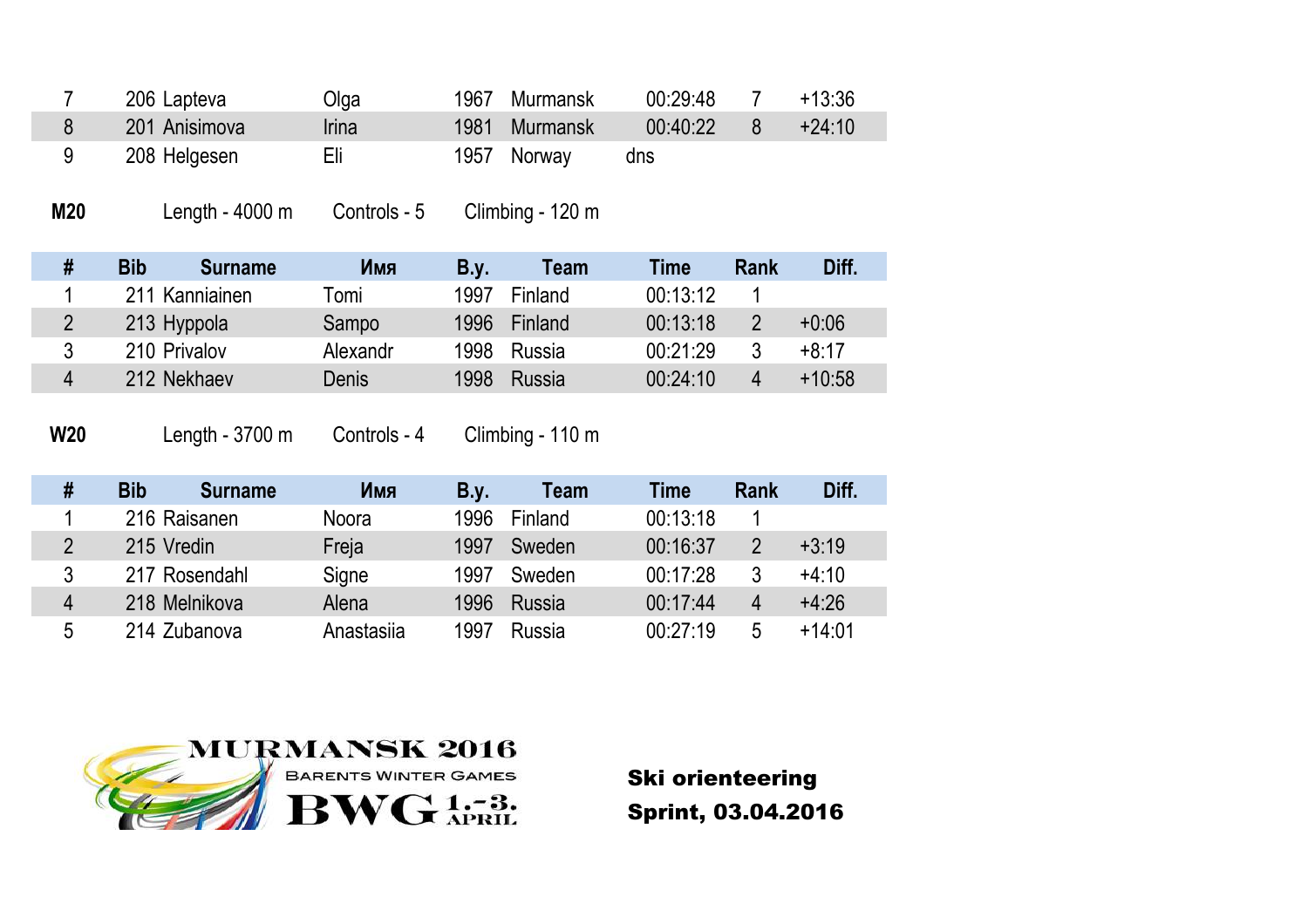| # | Bib | Surname | Имя | B.y. | Team | Time | Rank | Diff. |
|---|---|---|---|---|---|---|---|---|
| 7 | 206 | Lapteva | Olga | 1967 | Murmansk | 00:29:48 | 7 | +13:36 |
| 8 | 201 | Anisimova | Irina | 1981 | Murmansk | 00:40:22 | 8 | +24:10 |
| 9 | 208 | Helgesen | Eli | 1957 | Norway | dns | | |

**M20** Length - 4000 m Controls - 5 Climbing - 120 m

| # | Bib | Surname | Имя | B.y. | Team | Time | Rank | Diff. |
|---|---|---|---|---|---|---|---|---|
| 1 | 211 | Kanniainen | Tomi | 1997 | Finland | 00:13:12 | 1 | |
| 2 | 213 | Hyppola | Sampo | 1996 | Finland | 00:13:18 | 2 | +0:06 |
| 3 | 210 | Privalov | Alexandr | 1998 | Russia | 00:21:29 | 3 | +8:17 |
| 4 | 212 | Nekhaev | Denis | 1998 | Russia | 00:24:10 | 4 | +10:58 |

**W20** Length - 3700 m Controls - 4 Climbing - 110 m

| # | Bib | Surname | Имя | B.y. | Team | Time | Rank | Diff. |
|---|---|---|---|---|---|---|---|---|
| 1 | 216 | Raisanen | Noora | 1996 | Finland | 00:13:18 | 1 | |
| 2 | 215 | Vredin | Freja | 1997 | Sweden | 00:16:37 | 2 | +3:19 |
| 3 | 217 | Rosendahl | Signe | 1997 | Sweden | 00:17:28 | 3 | +4:10 |
| 4 | 218 | Melnikova | Alena | 1996 | Russia | 00:17:44 | 4 | +4:26 |
| 5 | 214 | Zubanova | Anastasiia | 1997 | Russia | 00:27:19 | 5 | +14:01 |

MURMANSK 2016 BARENTS WINTER GAMES BWG 1.-3. APRIL

**Ski orienteering**
**Sprint, 03.04.2016**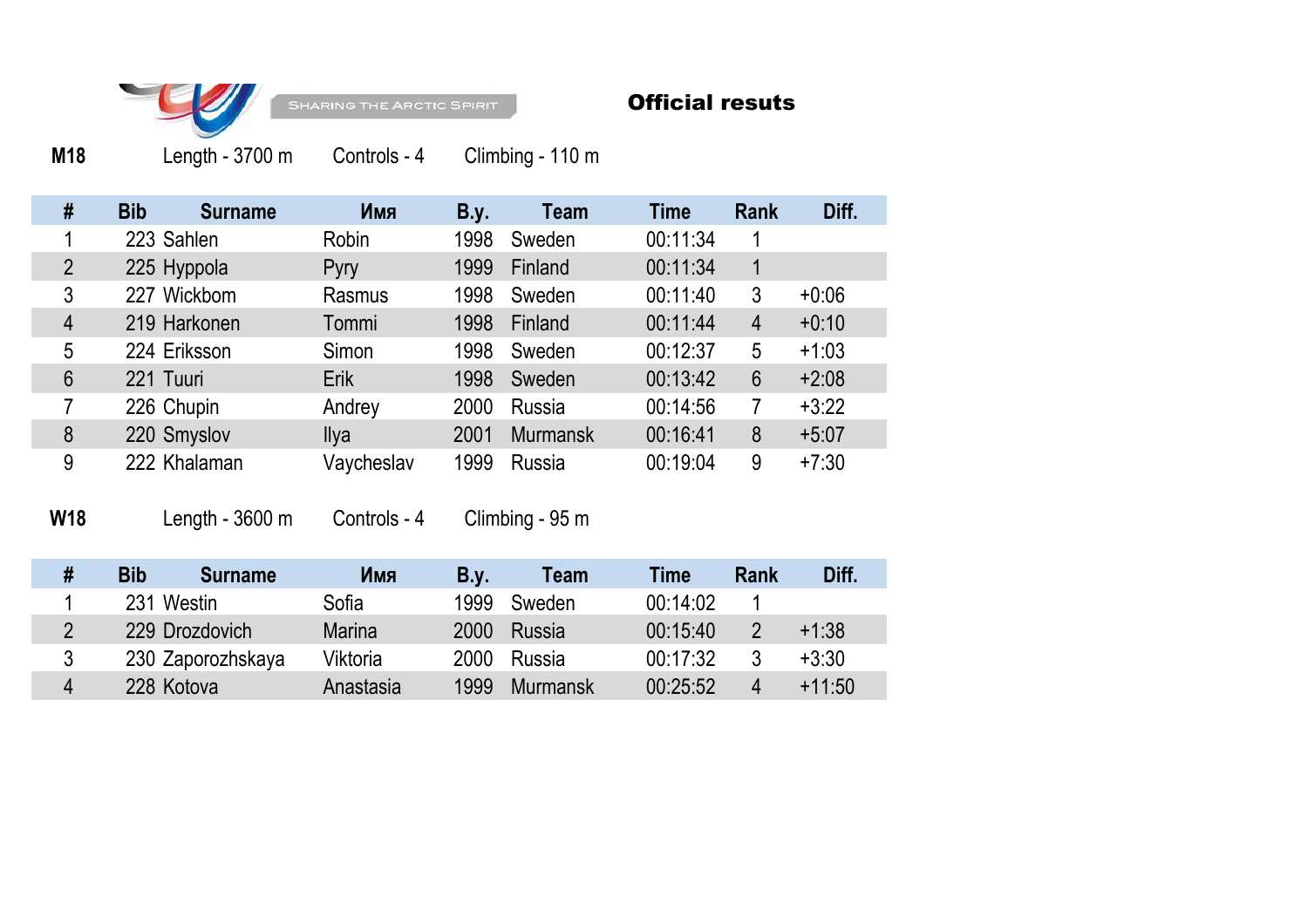SHARING THE ARCTIC SPIRIT

**Official resuts**

**M18** Length - 3700 m Controls - 4 Climbing - 110 m

| # | Bib | Surname | Имя | B.y. | Team | Time | Rank | Diff. |
|---|---|---|---|---|---|---|---|---|
| 1 | 223 | Sahlen | Robin | 1998 | Sweden | 00:11:34 | 1 | |
| 2 | 225 | Hyppola | Pyry | 1999 | Finland | 00:11:34 | 1 | |
| 3 | 227 | Wickbom | Rasmus | 1998 | Sweden | 00:11:40 | 3 | +0:06 |
| 4 | 219 | Harkonen | Tommi | 1998 | Finland | 00:11:44 | 4 | +0:10 |
| 5 | 224 | Eriksson | Simon | 1998 | Sweden | 00:12:37 | 5 | +1:03 |
| 6 | 221 | Tuuri | Erik | 1998 | Sweden | 00:13:42 | 6 | +2:08 |
| 7 | 226 | Chupin | Andrey | 2000 | Russia | 00:14:56 | 7 | +3:22 |
| 8 | 220 | Smyslov | Ilya | 2001 | Murmansk | 00:16:41 | 8 | +5:07 |
| 9 | 222 | Khalaman | Vaycheslav | 1999 | Russia | 00:19:04 | 9 | +7:30 |

**W18** Length - 3600 m Controls - 4 Climbing - 95 m

| # | Bib | Surname | Имя | B.y. | Team | Time | Rank | Diff. |
|---|---|---|---|---|---|---|---|---|
| 1 | 231 | Westin | Sofia | 1999 | Sweden | 00:14:02 | 1 | |
| 2 | 229 | Drozdovich | Marina | 2000 | Russia | 00:15:40 | 2 | +1:38 |
| 3 | 230 | Zaporozhskaya | Viktoria | 2000 | Russia | 00:17:32 | 3 | +3:30 |
| 4 | 228 | Kotova | Anastasia | 1999 | Murmansk | 00:25:52 | 4 | +11:50 |